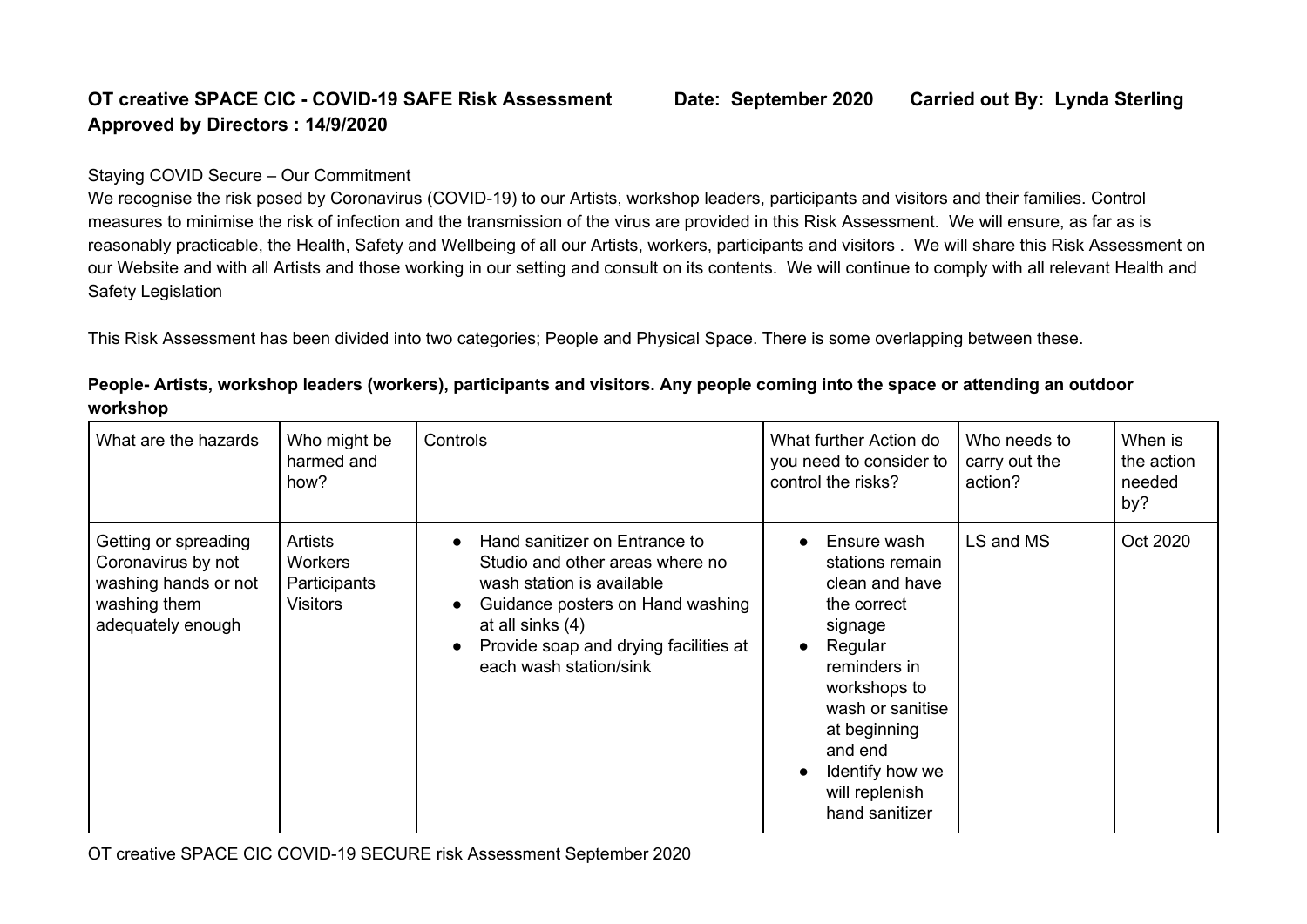**OT creative SPACE CIC - COVID-19 SAFE Risk Assessment Date: September 2020 Carried out By: Lynda Sterling Approved by Directors : 14/9/2020**

Staying COVID Secure – Our Commitment

We recognise the risk posed by Coronavirus (COVID-19) to our Artists, workshop leaders, participants and visitors and their families. Control measures to minimise the risk of infection and the transmission of the virus are provided in this Risk Assessment. We will ensure, as far as is reasonably practicable, the Health, Safety and Wellbeing of all our Artists, workers, participants and visitors . We will share this Risk Assessment on our Website and with all Artists and those working in our setting and consult on its contents. We will continue to comply with all relevant Health and Safety Legislation

This Risk Assessment has been divided into two categories; People and Physical Space. There is some overlapping between these.

**People- Artists, workshop leaders (workers), participants and visitors. Any people coming into the space or attending an outdoor workshop**

| What are the hazards | Who might be harmed and how? | Controls | What further Action do you need to consider to control the risks? | Who needs to carry out the action? | When is the action needed by? |
|---|---|---|---|---|---|
| Getting or spreading Coronavirus by not washing hands or not washing them adequately enough | Artists<br>Workers<br>Participants<br>Visitors | • Hand sanitizer on Entrance to Studio and other areas where no wash station is available<br>• Guidance posters on Hand washing at all sinks (4)<br>• Provide soap and drying facilities at each wash station/sink | • Ensure wash stations remain clean and have the correct signage<br>• Regular reminders in workshops to wash or sanitise at beginning and end<br>• Identify how we will replenish hand sanitizer | LS and MS | Oct 2020 |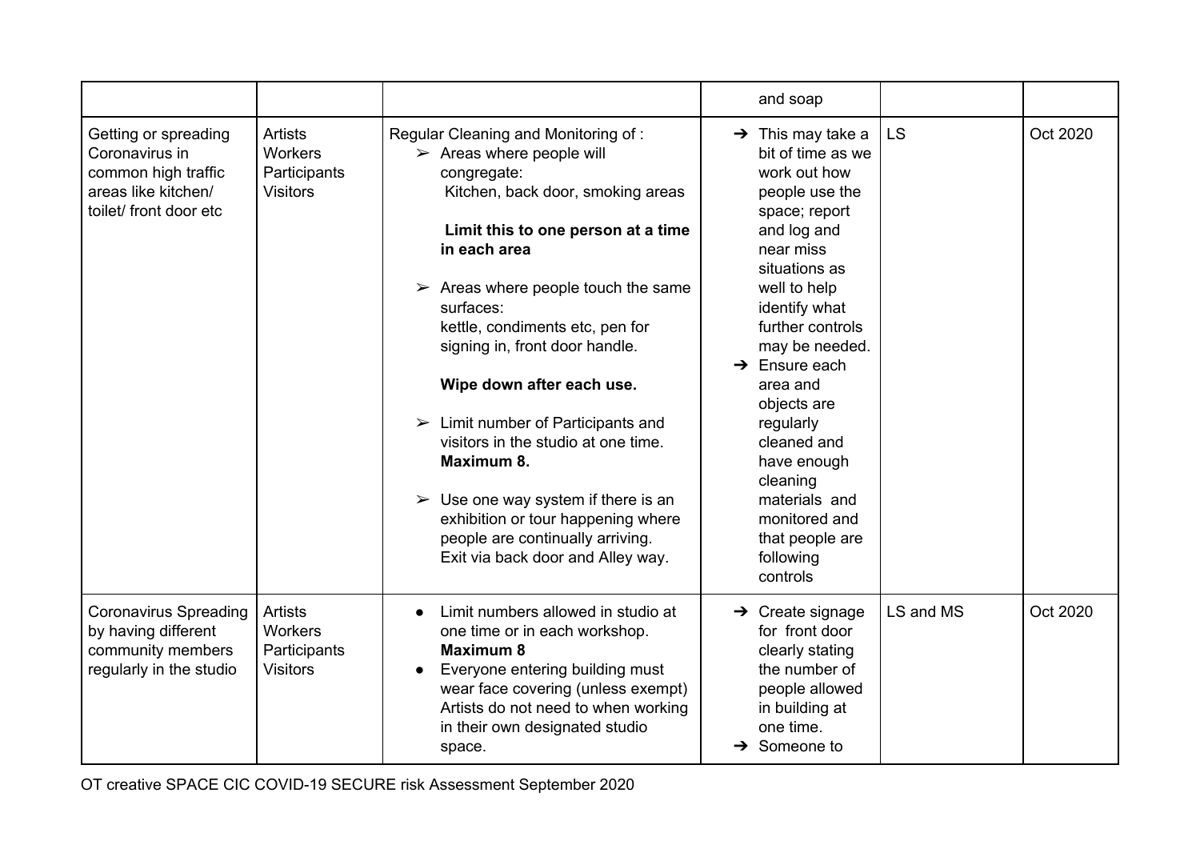| | | | | | |
|---|---|---|---|---|---|
| | | | and soap | | |
| Getting or spreading Coronavirus in common high traffic areas like kitchen/ toilet/ front door etc | Artists<br>Workers<br>Participants<br>Visitors | Regular Cleaning and Monitoring of :<br>➢ Areas where people will congregate:<br>Kitchen, back door, smoking areas<br><br>**Limit this to one person at a time in each area**<br><br>➢ Areas where people touch the same surfaces:<br>kettle, condiments etc, pen for signing in, front door handle.<br><br>**Wipe down after each use.**<br><br>➢ Limit number of Participants and visitors in the studio at one time. **Maximum 8.**<br><br>➢ Use one way system if there is an exhibition or tour happening where people are continually arriving. Exit via back door and Alley way. | ➔ This may take a bit of time as we work out how people use the space; report and log and near miss situations as well to help identify what further controls may be needed.<br>➔ Ensure each area and objects are regularly cleaned and have enough cleaning materials and monitored and that people are following controls | LS | Oct 2020 |
| Coronavirus Spreading by having different community members regularly in the studio | Artists<br>Workers<br>Participants<br>Visitors | • Limit numbers allowed in studio at one time or in each workshop. **Maximum 8**<br>• Everyone entering building must wear face covering (unless exempt) Artists do not need to when working in their own designated studio space. | ➔ Create signage for front door clearly stating the number of people allowed in building at one time.<br>➔ Someone to | LS and MS | Oct 2020 |

OT creative SPACE CIC COVID-19 SECURE risk Assessment September 2020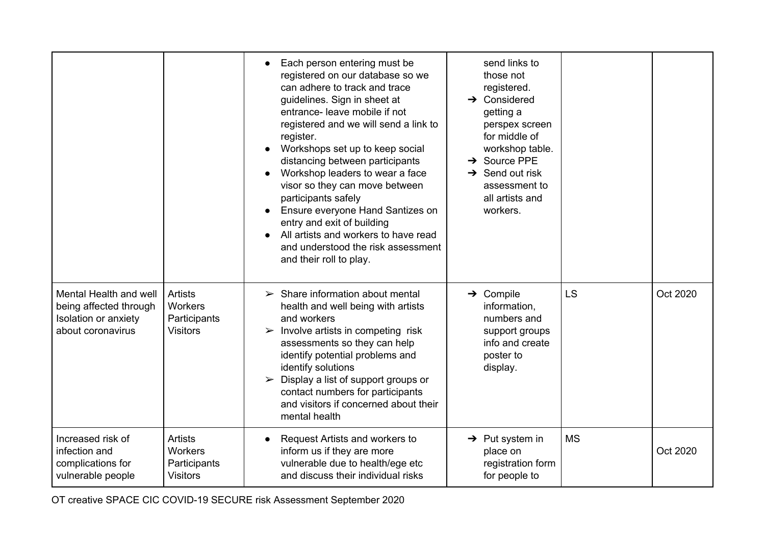| | | | | | |
|---|---|---|---|---|---|
| | | ● Each person entering must be registered on our database so we can adhere to track and trace guidelines. Sign in sheet at entrance- leave mobile if not registered and we will send a link to register.<br>● Workshops set up to keep social distancing between participants<br>● Workshop leaders to wear a face visor so they can move between participants safely<br>● Ensure everyone Hand Santizes on entry and exit of building<br>● All artists and workers to have read and understood the risk assessment and their roll to play. | send links to those not registered.<br>➔ Considered getting a perspex screen for middle of workshop table.<br>➔ Source PPE<br>➔ Send out risk assessment to all artists and workers. | | |
| Mental Health and well being affected through Isolation or anxiety about coronavirus | Artists<br>Workers<br>Participants<br>Visitors | ➢ Share information about mental health and well being with artists and workers<br>➢ Involve artists in competing risk assessments so they can help identify potential problems and identify solutions<br>➢ Display a list of support groups or contact numbers for participants and visitors if concerned about their mental health | ➔ Compile information, numbers and support groups info and create poster to display. | LS | Oct 2020 |
| Increased risk of infection and complications for vulnerable people | Artists<br>Workers<br>Participants<br>Visitors | ● Request Artists and workers to inform us if they are more vulnerable due to health/ege etc and discuss their individual risks | ➔ Put system in place on registration form for people to | MS | Oct 2020 |

OT creative SPACE CIC COVID-19 SECURE risk Assessment September 2020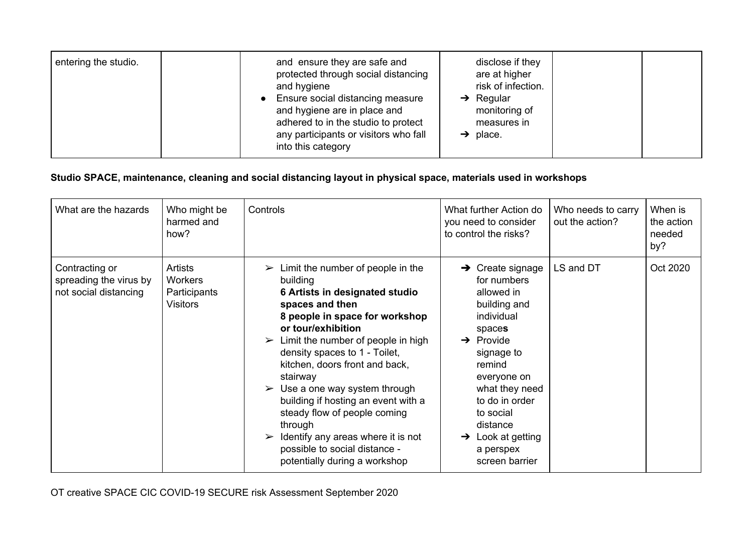| entering the studio. | | and ensure they are safe and protected through social distancing and hygiene<br>● Ensure social distancing measure and hygiene are in place and adhered to in the studio to protect any participants or visitors who fall into this category | disclose if they are at higher risk of infection.<br>➔ Regular monitoring of measures in<br>➔ place. | | |
|---|---|---|---|---|---|

**Studio SPACE, maintenance, cleaning and social distancing layout in physical space, materials used in workshops**

| What are the hazards | Who might be harmed and how? | Controls | What further Action do you need to consider to control the risks? | Who needs to carry out the action? | When is the action needed by? |
|---|---|---|---|---|---|
| Contracting or spreading the virus by not social distancing | Artists<br>Workers<br>Participants<br>Visitors | ➢ Limit the number of people in the building **6 Artists in designated studio spaces and then 8 people in space for workshop or tour/exhibition**<br>➢ Limit the number of people in high density spaces to 1 - Toilet, kitchen, doors front and back, stairway<br>➢ Use a one way system through building if hosting an event with a steady flow of people coming through<br>➢ Identify any areas where it is not possible to social distance - potentially during a workshop | ➔ Create signage for numbers allowed in building and individual space**s**<br>➔ Provide signage to remind everyone on what they need to do in order to social distance<br>➔ Look at getting a perspex screen barrier | LS and DT | Oct 2020 |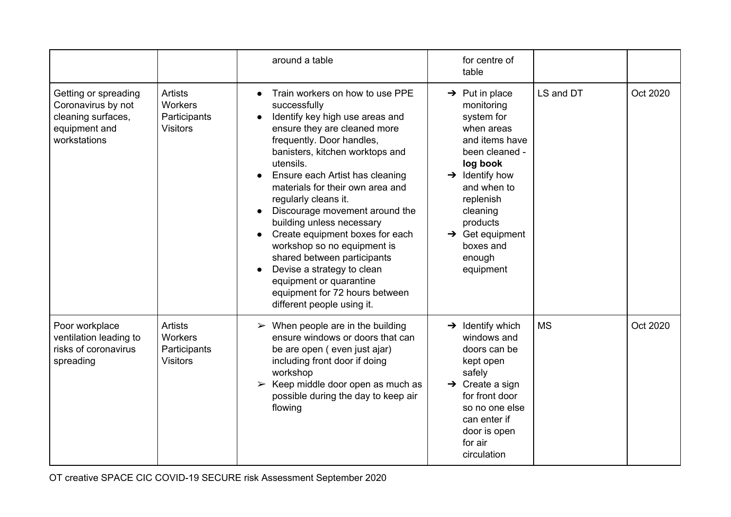| | | | | | |
|---|---|---|---|---|---|
| | | around a table | for centre of table | | |
| Getting or spreading Coronavirus by not cleaning surfaces, equipment and workstations | Artists<br>Workers<br>Participants<br>Visitors | • Train workers on how to use PPE successfully<br>• Identify key high use areas and ensure they are cleaned more frequently. Door handles, banisters, kitchen worktops and utensils.<br>• Ensure each Artist has cleaning materials for their own area and regularly cleans it.<br>• Discourage movement around the building unless necessary<br>• Create equipment boxes for each workshop so no equipment is shared between participants<br>• Devise a strategy to clean equipment or quarantine equipment for 72 hours between different people using it. | ➔ Put in place monitoring system for when areas and items have been cleaned - **log book**<br>➔ Identify how and when to replenish cleaning products<br>➔ Get equipment boxes and enough equipment | LS and DT | Oct 2020 |
| Poor workplace ventilation leading to risks of coronavirus spreading | Artists<br>Workers<br>Participants<br>Visitors | ➢ When people are in the building ensure windows or doors that can be are open ( even just ajar) including front door if doing workshop<br>➢ Keep middle door open as much as possible during the day to keep air flowing | ➔ Identify which windows and doors can be kept open safely<br>➔ Create a sign for front door so no one else can enter if door is open for air circulation | MS | Oct 2020 |

OT creative SPACE CIC COVID-19 SECURE risk Assessment September 2020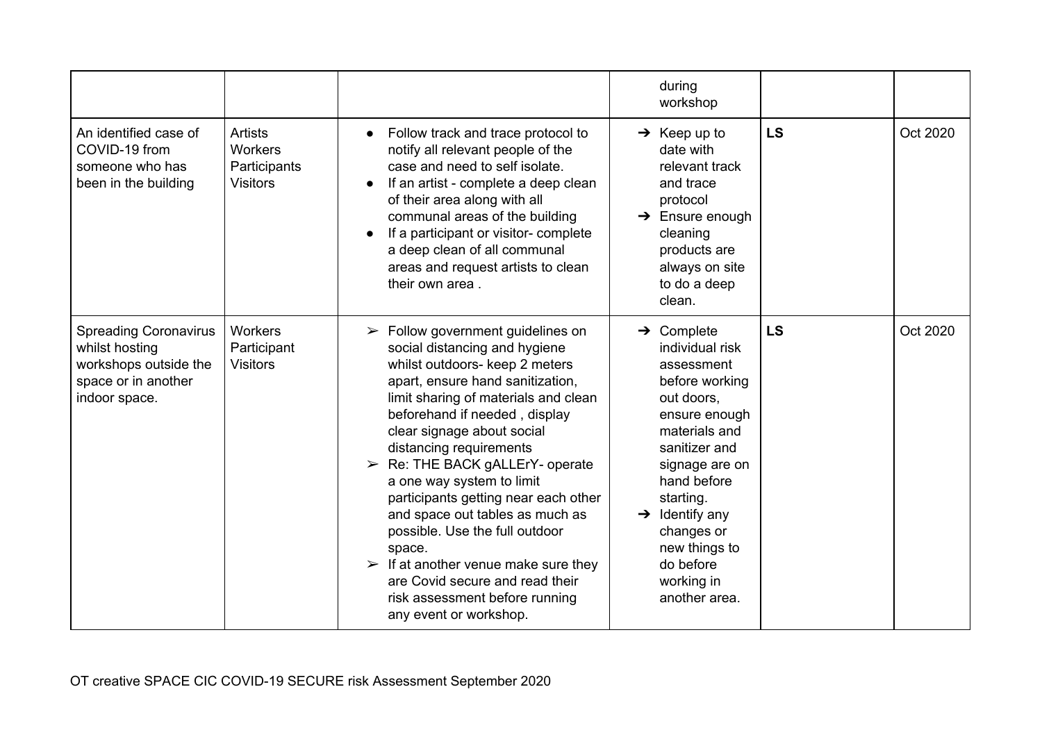| | | | during workshop | | |
|---|---|---|---|---|---|
| An identified case of COVID-19 from someone who has been in the building | Artists<br>Workers<br>Participants<br>Visitors | • Follow track and trace protocol to notify all relevant people of the case and need to self isolate.<br>• If an artist - complete a deep clean of their area along with all communal areas of the building<br>• If a participant or visitor- complete a deep clean of all communal areas and request artists to clean their own area . | ➔ Keep up to date with relevant track and trace protocol<br>➔ Ensure enough cleaning products are always on site to do a deep clean. | **LS** | Oct 2020 |
| Spreading Coronavirus whilst hosting workshops outside the space or in another indoor space. | Workers<br>Participant<br>Visitors | ➢ Follow government guidelines on social distancing and hygiene whilst outdoors- keep 2 meters apart, ensure hand sanitization, limit sharing of materials and clean beforehand if needed , display clear signage about social distancing requirements<br>➢ Re: THE BACK gALLErY- operate a one way system to limit participants getting near each other and space out tables as much as possible. Use the full outdoor space.<br>➢ If at another venue make sure they are Covid secure and read their risk assessment before running any event or workshop. | ➔ Complete individual risk assessment before working out doors, ensure enough materials and sanitizer and signage are on hand before starting.<br>➔ Identify any changes or new things to do before working in another area. | **LS** | Oct 2020 |

OT creative SPACE CIC COVID-19 SECURE risk Assessment September 2020